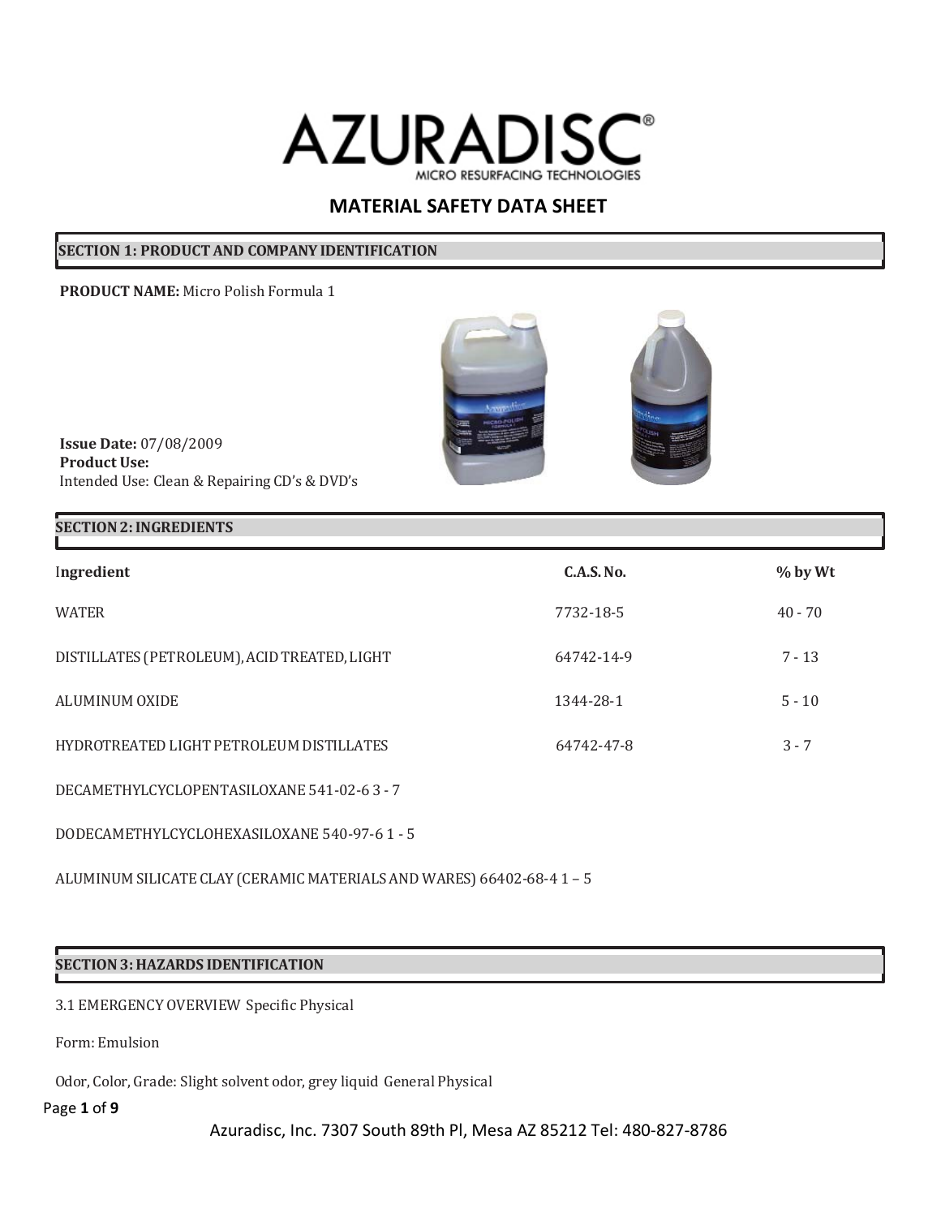# AZURADISC®

MICRO RESURFACING TECHNOLOGIES

## MATERIAL SAFETY DATA SHEET

## SECTION 1: PRODUCT AND COMPANY IDENTIFICATION

**PRODUCT NAME:** Micro Polish Formula 1

**Issue Date:** 07/08/2009
**Product Use:**
Intended Use: Clean & Repairing CD's & DVD's

## SECTION 2: INGREDIENTS

| Ingredient | C.A.S. No. | % by Wt |
|---|---|---|
| WATER | 7732-18-5 | 40 - 70 |
| DISTILLATES (PETROLEUM), ACID TREATED, LIGHT | 64742-14-9 | 7 - 13 |
| ALUMINUM OXIDE | 1344-28-1 | 5 - 10 |
| HYDROTREATED LIGHT PETROLEUM DISTILLATES | 64742-47-8 | 3 - 7 |
| DECAMETHYLCYCLOPENTASILOXANE | 541-02-6 | 3 - 7 |
| DODECAMETHYLCYCLOHEXASILOXANE | 540-97-6 | 1 - 5 |
| ALUMINUM SILICATE CLAY (CERAMIC MATERIALS AND WARES) | 66402-68-4 | 1 – 5 |

## SECTION 3: HAZARDS IDENTIFICATION

3.1 EMERGENCY OVERVIEW Specific Physical

Form: Emulsion

Odor, Color, Grade: Slight solvent odor, grey liquid General Physical

Azuradisc, Inc. 7307 South 89th Pl, Mesa AZ 85212 Tel: 480-827-8786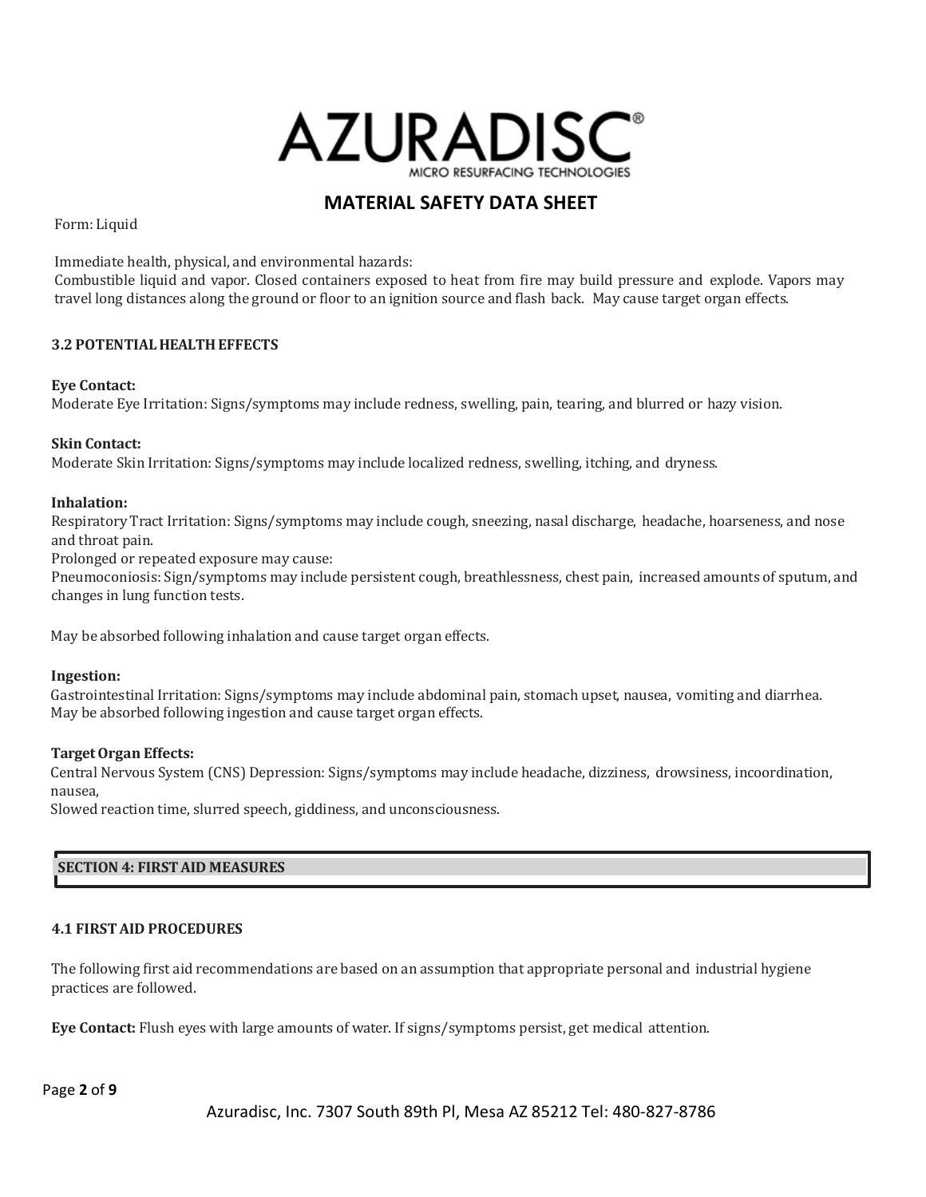Form: Liquid

Immediate health, physical, and environmental hazards:
Combustible liquid and vapor. Closed containers exposed to heat from fire may build pressure and explode. Vapors may travel long distances along the ground or floor to an ignition source and flash back. May cause target organ effects.

### 3.2 POTENTIAL HEALTH EFFECTS

**Eye Contact:**
Moderate Eye Irritation: Signs/symptoms may include redness, swelling, pain, tearing, and blurred or hazy vision.

**Skin Contact:**
Moderate Skin Irritation: Signs/symptoms may include localized redness, swelling, itching, and dryness.

**Inhalation:**
Respiratory Tract Irritation: Signs/symptoms may include cough, sneezing, nasal discharge, headache, hoarseness, and nose and throat pain.
Prolonged or repeated exposure may cause:
Pneumoconiosis: Sign/symptoms may include persistent cough, breathlessness, chest pain, increased amounts of sputum, and changes in lung function tests.

May be absorbed following inhalation and cause target organ effects.

**Ingestion:**
Gastrointestinal Irritation: Signs/symptoms may include abdominal pain, stomach upset, nausea, vomiting and diarrhea.
May be absorbed following ingestion and cause target organ effects.

**Target Organ Effects:**
Central Nervous System (CNS) Depression: Signs/symptoms may include headache, dizziness, drowsiness, incoordination, nausea,
Slowed reaction time, slurred speech, giddiness, and unconsciousness.

## SECTION 4: FIRST AID MEASURES

### 4.1 FIRST AID PROCEDURES

The following first aid recommendations are based on an assumption that appropriate personal and industrial hygiene practices are followed.

**Eye Contact:** Flush eyes with large amounts of water. If signs/symptoms persist, get medical attention.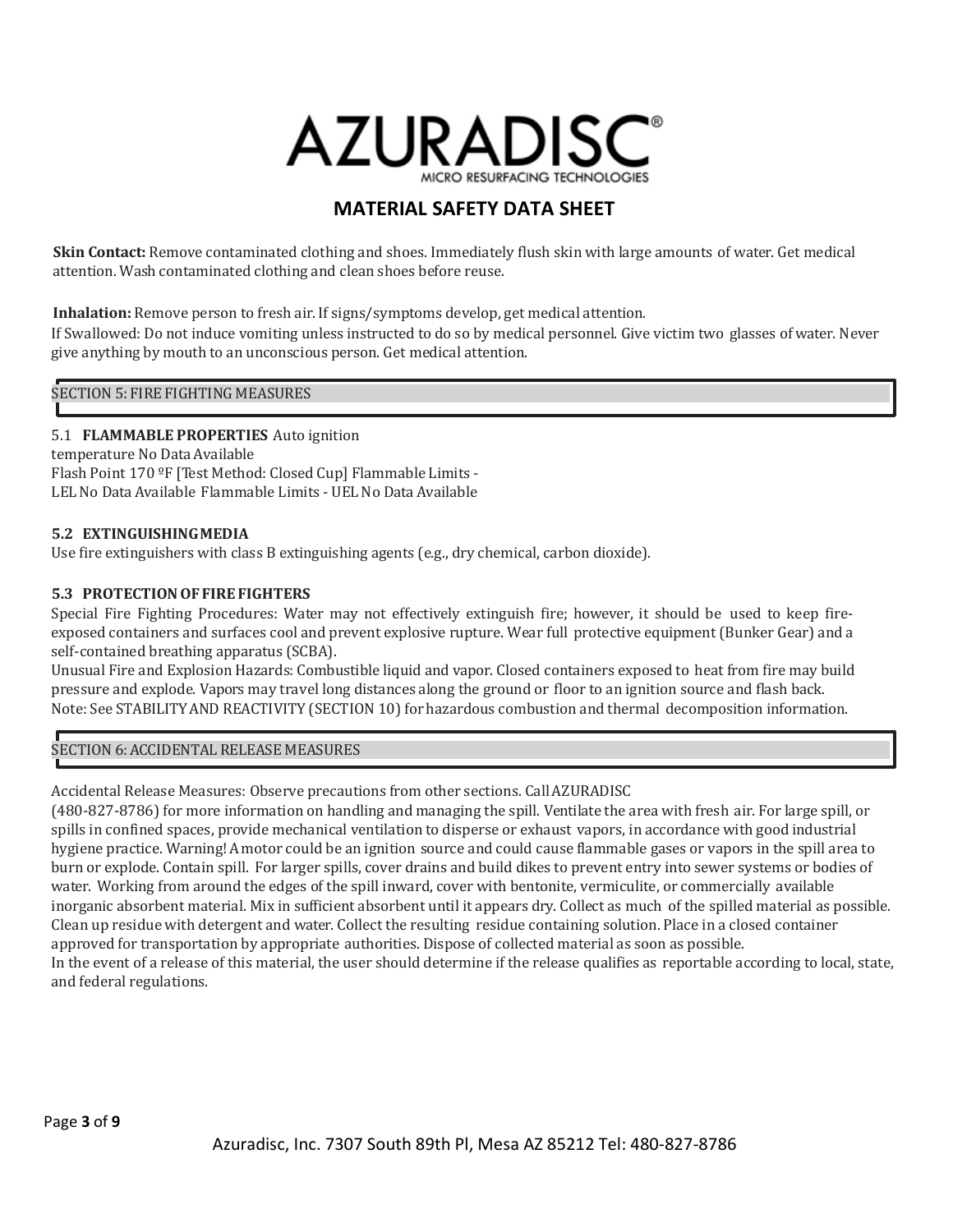**Skin Contact:** Remove contaminated clothing and shoes. Immediately flush skin with large amounts of water. Get medical attention. Wash contaminated clothing and clean shoes before reuse.

**Inhalation:** Remove person to fresh air. If signs/symptoms develop, get medical attention.
If Swallowed: Do not induce vomiting unless instructed to do so by medical personnel. Give victim two glasses of water. Never give anything by mouth to an unconscious person. Get medical attention.

## SECTION 5: FIRE FIGHTING MEASURES

5.1 **FLAMMABLE PROPERTIES** Auto ignition temperature No Data Available
Flash Point 170 ºF [Test Method: Closed Cup] Flammable Limits - LEL No Data Available Flammable Limits - UEL No Data Available

### 5.2 EXTINGUISHING MEDIA

Use fire extinguishers with class B extinguishing agents (e.g., dry chemical, carbon dioxide).

### 5.3 PROTECTION OF FIRE FIGHTERS

Special Fire Fighting Procedures: Water may not effectively extinguish fire; however, it should be used to keep fire-exposed containers and surfaces cool and prevent explosive rupture. Wear full protective equipment (Bunker Gear) and a self-contained breathing apparatus (SCBA).
Unusual Fire and Explosion Hazards: Combustible liquid and vapor. Closed containers exposed to heat from fire may build pressure and explode. Vapors may travel long distances along the ground or floor to an ignition source and flash back.
Note: See STABILITY AND REACTIVITY (SECTION 10) for hazardous combustion and thermal decomposition information.

## SECTION 6: ACCIDENTAL RELEASE MEASURES

Accidental Release Measures: Observe precautions from other sections. Call AZURADISC (480-827-8786) for more information on handling and managing the spill. Ventilate the area with fresh air. For large spill, or spills in confined spaces, provide mechanical ventilation to disperse or exhaust vapors, in accordance with good industrial hygiene practice. Warning! A motor could be an ignition source and could cause flammable gases or vapors in the spill area to burn or explode. Contain spill. For larger spills, cover drains and build dikes to prevent entry into sewer systems or bodies of water. Working from around the edges of the spill inward, cover with bentonite, vermiculite, or commercially available inorganic absorbent material. Mix in sufficient absorbent until it appears dry. Collect as much of the spilled material as possible. Clean up residue with detergent and water. Collect the resulting residue containing solution. Place in a closed container approved for transportation by appropriate authorities. Dispose of collected material as soon as possible.
In the event of a release of this material, the user should determine if the release qualifies as reportable according to local, state, and federal regulations.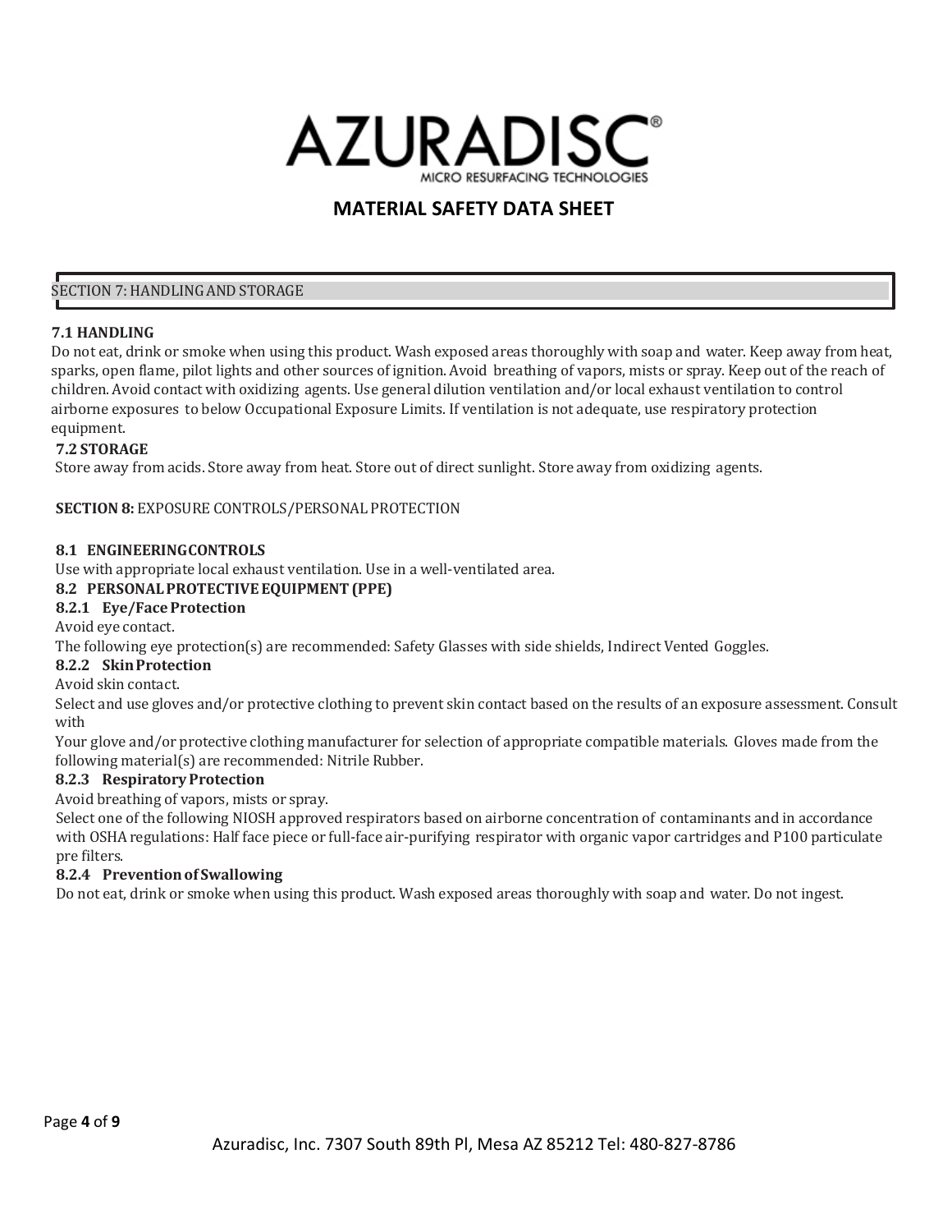# MATERIAL SAFETY DATA SHEET

## SECTION 7: HANDLING AND STORAGE

**7.1 HANDLING**

Do not eat, drink or smoke when using this product. Wash exposed areas thoroughly with soap and water. Keep away from heat, sparks, open flame, pilot lights and other sources of ignition. Avoid breathing of vapors, mists or spray. Keep out of the reach of children. Avoid contact with oxidizing agents. Use general dilution ventilation and/or local exhaust ventilation to control airborne exposures to below Occupational Exposure Limits. If ventilation is not adequate, use respiratory protection equipment.

**7.2 STORAGE**

Store away from acids. Store away from heat. Store out of direct sunlight. Store away from oxidizing agents.

## SECTION 8: EXPOSURE CONTROLS/PERSONAL PROTECTION

**8.1 ENGINEERING CONTROLS**

Use with appropriate local exhaust ventilation. Use in a well-ventilated area.

**8.2 PERSONAL PROTECTIVE EQUIPMENT (PPE)**

**8.2.1 Eye/Face Protection**

Avoid eye contact.

The following eye protection(s) are recommended: Safety Glasses with side shields, Indirect Vented Goggles.

**8.2.2 Skin Protection**

Avoid skin contact.

Select and use gloves and/or protective clothing to prevent skin contact based on the results of an exposure assessment. Consult with

Your glove and/or protective clothing manufacturer for selection of appropriate compatible materials. Gloves made from the following material(s) are recommended: Nitrile Rubber.

**8.2.3 Respiratory Protection**

Avoid breathing of vapors, mists or spray.

Select one of the following NIOSH approved respirators based on airborne concentration of contaminants and in accordance with OSHA regulations: Half face piece or full-face air-purifying respirator with organic vapor cartridges and P100 particulate pre filters.

**8.2.4 Prevention of Swallowing**

Do not eat, drink or smoke when using this product. Wash exposed areas thoroughly with soap and water. Do not ingest.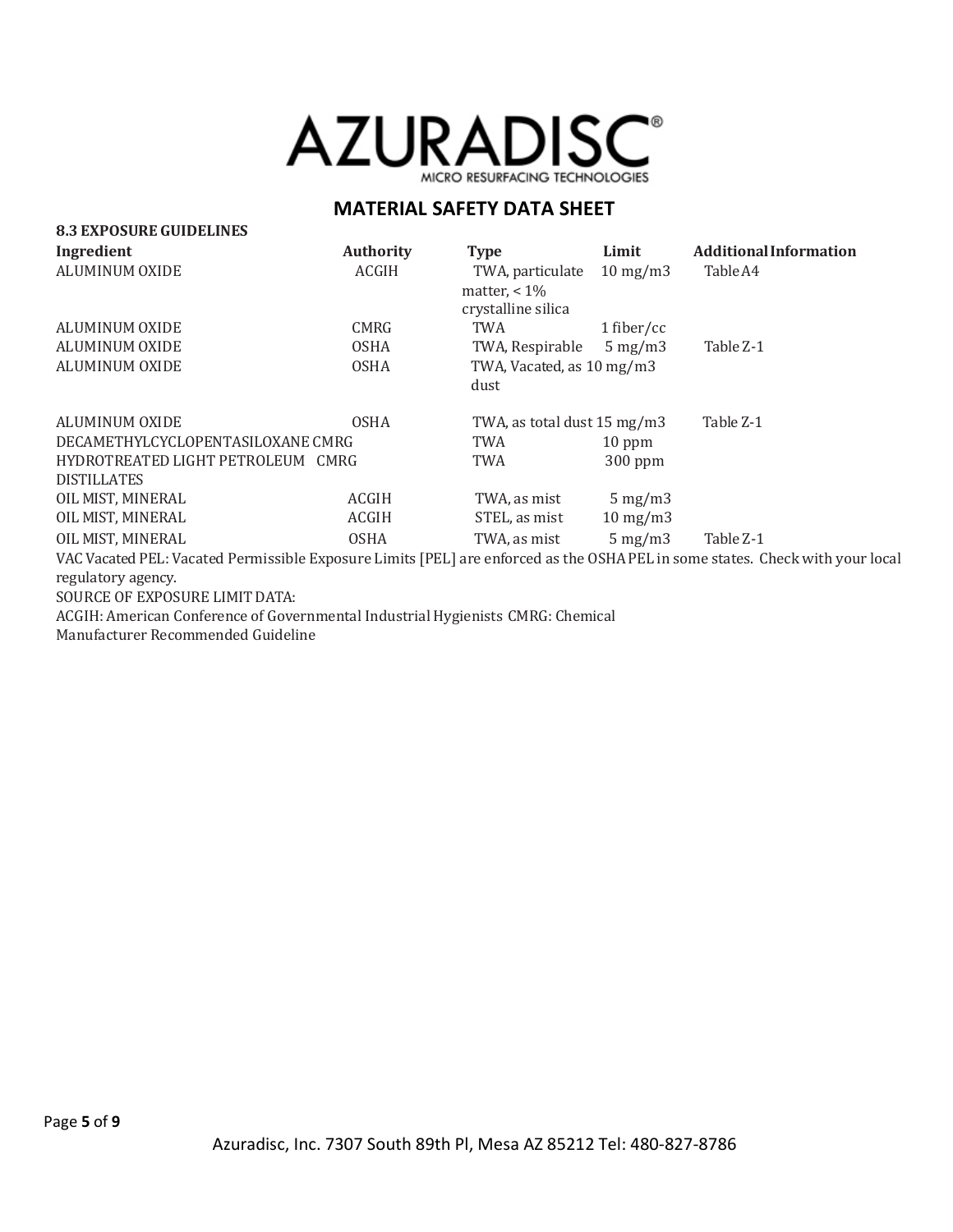## MATERIAL SAFETY DATA SHEET

**8.3 EXPOSURE GUIDELINES**

| Ingredient | Authority | Type | Limit | Additional Information |
|---|---|---|---|---|
| ALUMINUM OXIDE | ACGIH | TWA, particulate matter, < 1% crystalline silica | 10 mg/m3 | Table A4 |
| ALUMINUM OXIDE | CMRG | TWA | 1 fiber/cc | |
| ALUMINUM OXIDE | OSHA | TWA, Respirable | 5 mg/m3 | Table Z-1 |
| ALUMINUM OXIDE | OSHA | TWA, Vacated, as dust | 10 mg/m3 | |
| ALUMINUM OXIDE | OSHA | TWA, as total dust | 15 mg/m3 | Table Z-1 |
| DECAMETHYLCYCLOPENTASILOXANE | CMRG | TWA | 10 ppm | |
| HYDROTREATED LIGHT PETROLEUM DISTILLATES | CMRG | TWA | 300 ppm | |
| OIL MIST, MINERAL | ACGIH | TWA, as mist | 5 mg/m3 | |
| OIL MIST, MINERAL | ACGIH | STEL, as mist | 10 mg/m3 | |
| OIL MIST, MINERAL | OSHA | TWA, as mist | 5 mg/m3 | Table Z-1 |

VAC Vacated PEL: Vacated Permissible Exposure Limits [PEL] are enforced as the OSHA PEL in some states. Check with your local regulatory agency.

SOURCE OF EXPOSURE LIMIT DATA:

ACGIH: American Conference of Governmental Industrial Hygienists CMRG: Chemical Manufacturer Recommended Guideline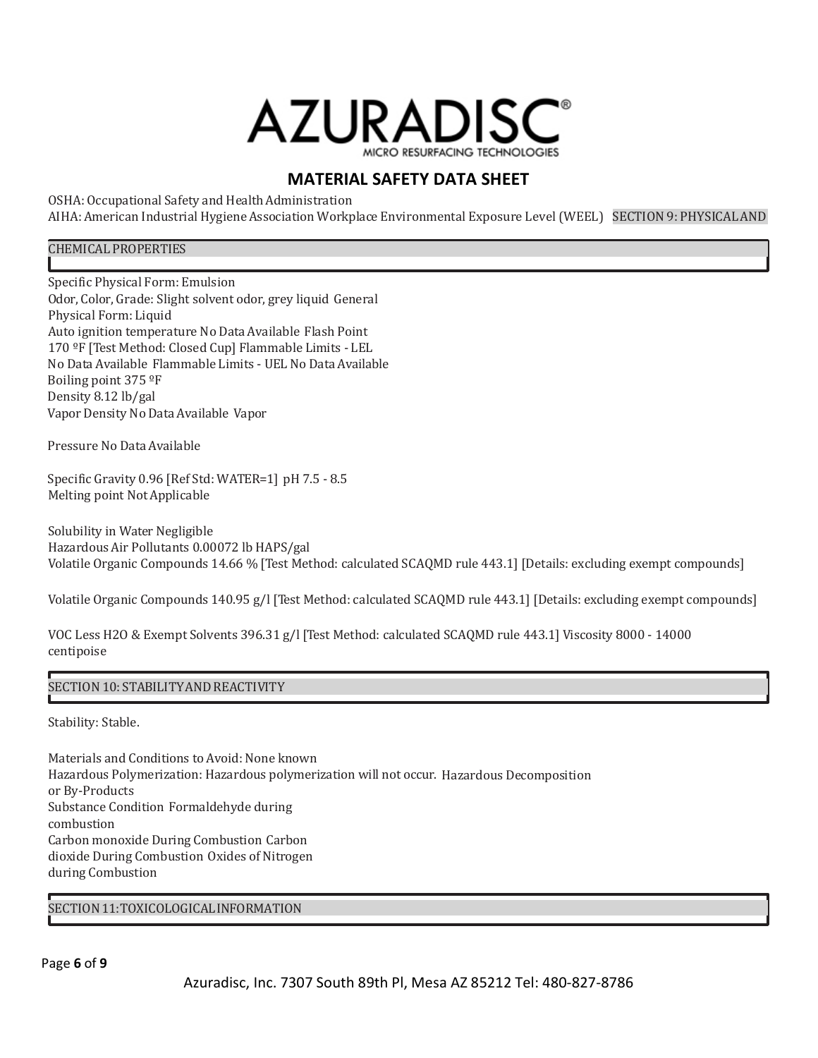# AZURADISC

MICRO RESURFACING TECHNOLOGIES

## MATERIAL SAFETY DATA SHEET

OSHA: Occupational Safety and Health Administration
AIHA: American Industrial Hygiene Association Workplace Environmental Exposure Level (WEEL)

## SECTION 9: PHYSICAL AND CHEMICAL PROPERTIES

Specific Physical Form: Emulsion
Odor, Color, Grade: Slight solvent odor, grey liquid
General Physical Form: Liquid
Auto ignition temperature No Data Available
Flash Point 170 ºF [Test Method: Closed Cup]
Flammable Limits - LEL No Data Available
Flammable Limits - UEL No Data Available
Boiling point 375 ºF
Density 8.12 lb/gal
Vapor Density No Data Available
Vapor Pressure No Data Available

Specific Gravity 0.96 [Ref Std: WATER=1]
pH 7.5 - 8.5
Melting point Not Applicable

Solubility in Water Negligible
Hazardous Air Pollutants 0.00072 lb HAPS/gal
Volatile Organic Compounds 14.66 % [Test Method: calculated SCAQMD rule 443.1] [Details: excluding exempt compounds]

Volatile Organic Compounds 140.95 g/l [Test Method: calculated SCAQMD rule 443.1] [Details: excluding exempt compounds]

VOC Less $H_2O$ & Exempt Solvents 396.31 g/l [Test Method: calculated SCAQMD rule 443.1]
Viscosity 8000 - 14000 centipoise

## SECTION 10: STABILITY AND REACTIVITY

Stability: Stable.

Materials and Conditions to Avoid: None known
Hazardous Polymerization: Hazardous polymerization will not occur.
Hazardous Decomposition or By-Products

| Substance | Condition |
|---|---|
| Formaldehyde | during combustion |
| Carbon monoxide | During Combustion |
| Carbon dioxide | During Combustion |
| Oxides of Nitrogen | during Combustion |

## SECTION 11: TOXICOLOGICAL INFORMATION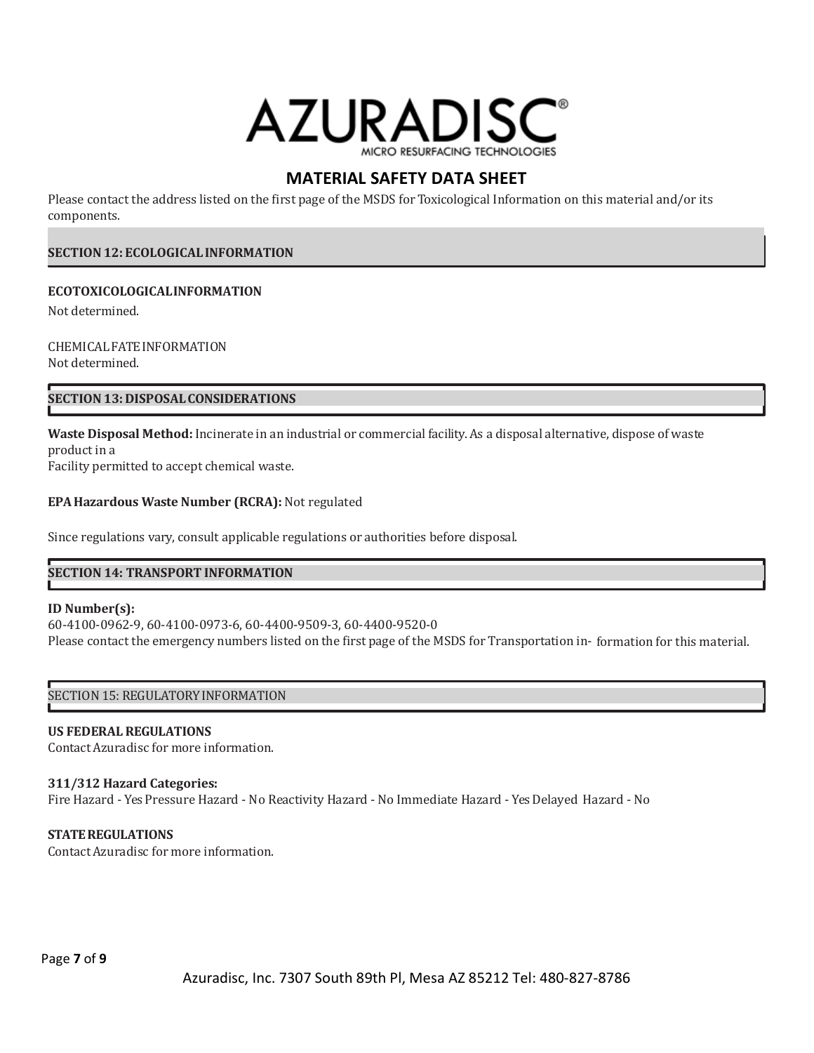# MATERIAL SAFETY DATA SHEET

Please contact the address listed on the first page of the MSDS for Toxicological Information on this material and/or its components.

## SECTION 12: ECOLOGICAL INFORMATION

**ECOTOXICOLOGICAL INFORMATION**

Not determined.

CHEMICAL FATE INFORMATION
Not determined.

## SECTION 13: DISPOSAL CONSIDERATIONS

**Waste Disposal Method:** Incinerate in an industrial or commercial facility. As a disposal alternative, dispose of waste product in a
Facility permitted to accept chemical waste.

**EPA Hazardous Waste Number (RCRA):** Not regulated

Since regulations vary, consult applicable regulations or authorities before disposal.

## SECTION 14: TRANSPORT INFORMATION

**ID Number(s):**
60-4100-0962-9, 60-4100-0973-6, 60-4400-9509-3, 60-4400-9520-0
Please contact the emergency numbers listed on the first page of the MSDS for Transportation in- formation for this material.

## SECTION 15: REGULATORY INFORMATION

**US FEDERAL REGULATIONS**
Contact Azuradisc for more information.

**311/312 Hazard Categories:**
Fire Hazard - Yes Pressure Hazard - No Reactivity Hazard - No Immediate Hazard - Yes Delayed Hazard - No

**STATE REGULATIONS**
Contact Azuradisc for more information.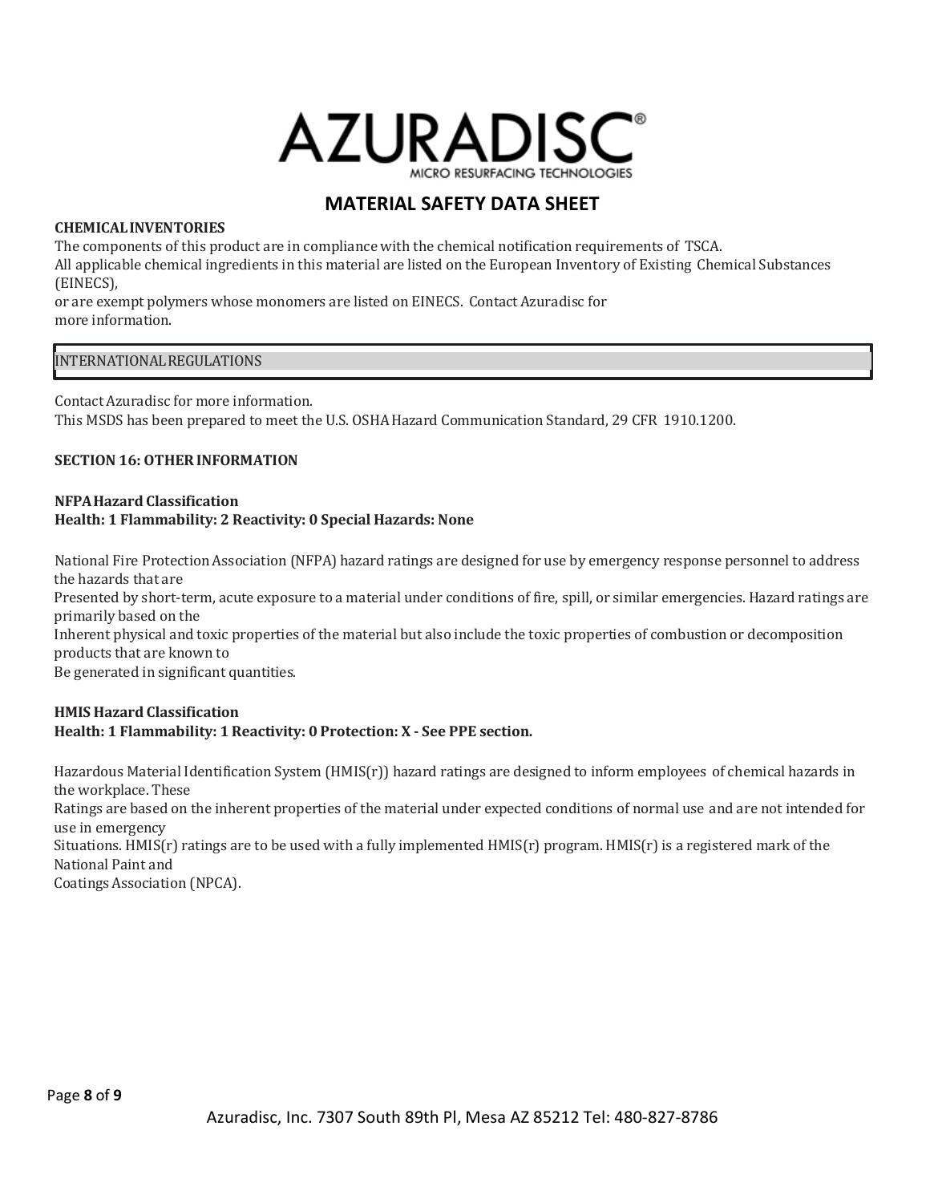**CHEMICAL INVENTORIES**

The components of this product are in compliance with the chemical notification requirements of TSCA.
All applicable chemical ingredients in this material are listed on the European Inventory of Existing Chemical Substances (EINECS),
or are exempt polymers whose monomers are listed on EINECS. Contact Azuradisc for more information.

## INTERNATIONAL REGULATIONS

Contact Azuradisc for more information.
This MSDS has been prepared to meet the U.S. OSHA Hazard Communication Standard, 29 CFR 1910.1200.

## SECTION 16: OTHER INFORMATION

**NFPA Hazard Classification**
**Health: 1 Flammability: 2 Reactivity: 0 Special Hazards: None**

National Fire Protection Association (NFPA) hazard ratings are designed for use by emergency response personnel to address the hazards that are
Presented by short-term, acute exposure to a material under conditions of fire, spill, or similar emergencies. Hazard ratings are primarily based on the
Inherent physical and toxic properties of the material but also include the toxic properties of combustion or decomposition products that are known to
Be generated in significant quantities.

**HMIS Hazard Classification**
**Health: 1 Flammability: 1 Reactivity: 0 Protection: X - See PPE section.**

Hazardous Material Identification System (HMIS(r)) hazard ratings are designed to inform employees of chemical hazards in the workplace. These
Ratings are based on the inherent properties of the material under expected conditions of normal use and are not intended for use in emergency
Situations. HMIS(r) ratings are to be used with a fully implemented HMIS(r) program. HMIS(r) is a registered mark of the National Paint and
Coatings Association (NPCA).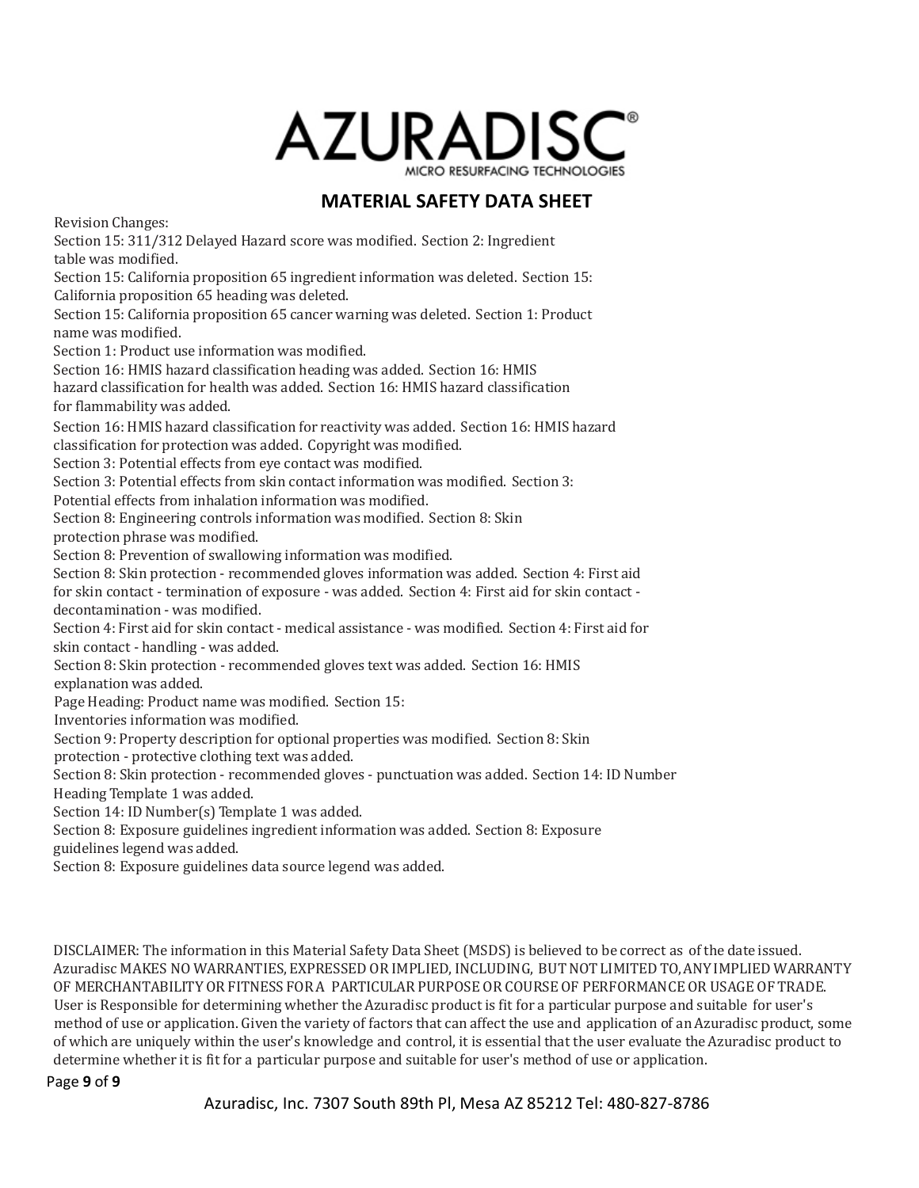AZURADISC®

MICRO RESURFACING TECHNOLOGIES

## MATERIAL SAFETY DATA SHEET

Revision Changes:

Section 15: 311/312 Delayed Hazard score was modified. Section 2: Ingredient table was modified.

Section 15: California proposition 65 ingredient information was deleted. Section 15: California proposition 65 heading was deleted.

Section 15: California proposition 65 cancer warning was deleted. Section 1: Product name was modified.

Section 1: Product use information was modified.

Section 16: HMIS hazard classification heading was added. Section 16: HMIS hazard classification for health was added. Section 16: HMIS hazard classification for flammability was added.

Section 16: HMIS hazard classification for reactivity was added. Section 16: HMIS hazard classification for protection was added. Copyright was modified.

Section 3: Potential effects from eye contact was modified.

Section 3: Potential effects from skin contact information was modified. Section 3: Potential effects from inhalation information was modified.

Section 8: Engineering controls information was modified. Section 8: Skin protection phrase was modified.

Section 8: Prevention of swallowing information was modified.

Section 8: Skin protection - recommended gloves information was added. Section 4: First aid for skin contact - termination of exposure - was added. Section 4: First aid for skin contact - decontamination - was modified.

Section 4: First aid for skin contact - medical assistance - was modified. Section 4: First aid for skin contact - handling - was added.

Section 8: Skin protection - recommended gloves text was added. Section 16: HMIS explanation was added.

Page Heading: Product name was modified. Section 15: Inventories information was modified.

Section 9: Property description for optional properties was modified. Section 8: Skin protection - protective clothing text was added.

Section 8: Skin protection - recommended gloves - punctuation was added. Section 14: ID Number Heading Template 1 was added.

Section 14: ID Number(s) Template 1 was added.

Section 8: Exposure guidelines ingredient information was added. Section 8: Exposure guidelines legend was added.

Section 8: Exposure guidelines data source legend was added.

DISCLAIMER: The information in this Material Safety Data Sheet (MSDS) is believed to be correct as of the date issued. Azuradisc MAKES NO WARRANTIES, EXPRESSED OR IMPLIED, INCLUDING, BUT NOT LIMITED TO, ANY IMPLIED WARRANTY OF MERCHANTABILITY OR FITNESS FOR A PARTICULAR PURPOSE OR COURSE OF PERFORMANCE OR USAGE OF TRADE. User is Responsible for determining whether the Azuradisc product is fit for a particular purpose and suitable for user's method of use or application. Given the variety of factors that can affect the use and application of an Azuradisc product, some of which are uniquely within the user's knowledge and control, it is essential that the user evaluate the Azuradisc product to determine whether it is fit for a particular purpose and suitable for user's method of use or application.

Azuradisc, Inc. 7307 South 89th Pl, Mesa AZ 85212 Tel: 480-827-8786